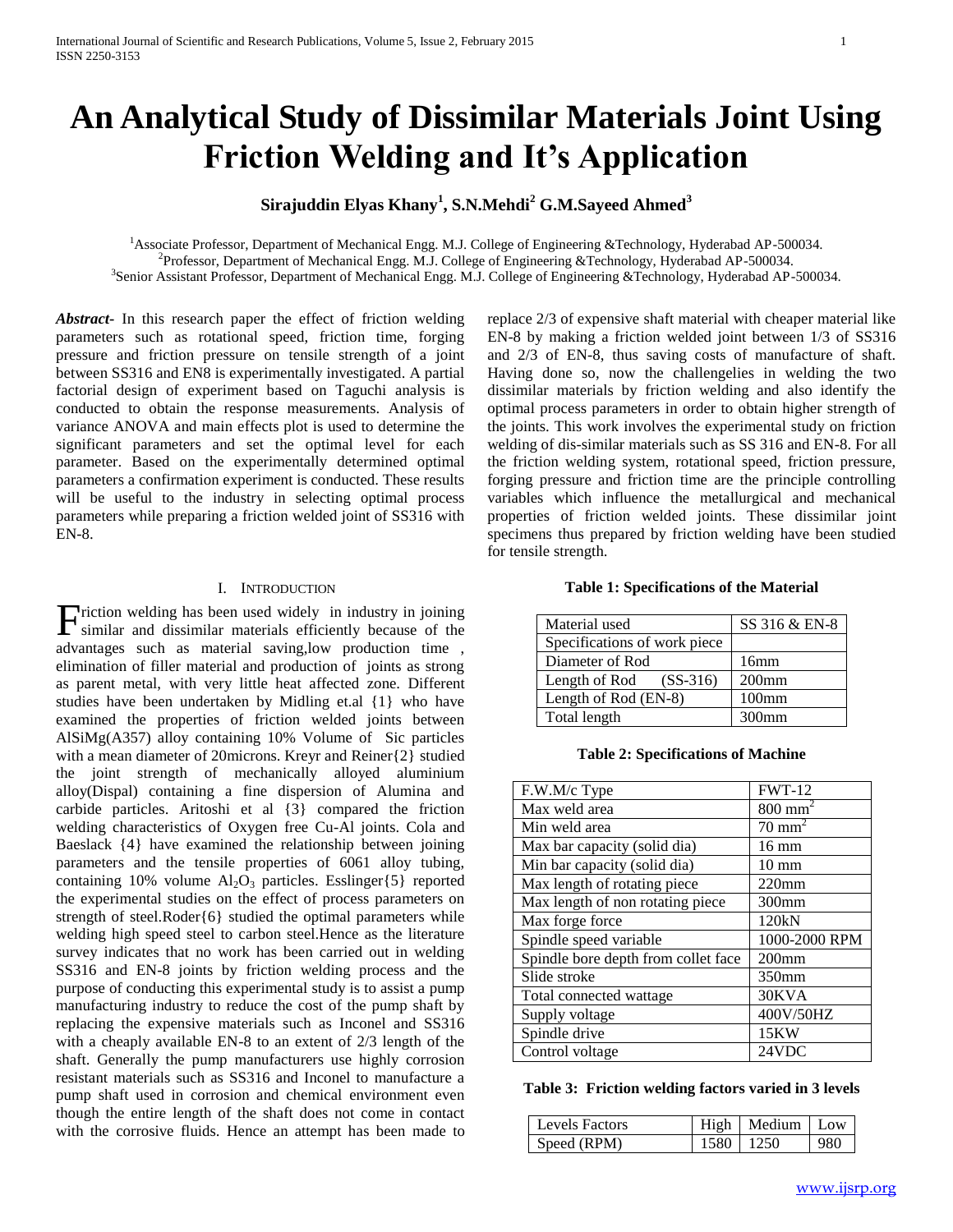# An Analytical Study of Dissimilar Materials Joint Using Friction Welding and It's Application

**Sirajuddin Elyas Khany[1], S.N.Mehdi[2] G.M.Sayeed Ahmed[3]**

[1]Associate Professor, Department of Mechanical Engg. M.J. College of Engineering &Technology, Hyderabad AP-500034.
[2]Professor, Department of Mechanical Engg. M.J. College of Engineering &Technology, Hyderabad AP-500034.
[3]Senior Assistant Professor, Department of Mechanical Engg. M.J. College of Engineering &Technology, Hyderabad AP-500034.

***Abstract-*** In this research paper the effect of friction welding parameters such as rotational speed, friction time, forging pressure and friction pressure on tensile strength of a joint between SS316 and EN8 is experimentally investigated. A partial factorial design of experiment based on Taguchi analysis is conducted to obtain the response measurements. Analysis of variance ANOVA and main effects plot is used to determine the significant parameters and set the optimal level for each parameter. Based on the experimentally determined optimal parameters a confirmation experiment is conducted. These results will be useful to the industry in selecting optimal process parameters while preparing a friction welded joint of SS316 with EN-8.

## I. Introduction

Friction welding has been used widely in industry in joining similar and dissimilar materials efficiently because of the advantages such as material saving,low production time , elimination of filler material and production of joints as strong as parent metal, with very little heat affected zone. Different studies have been undertaken by Midling et.al {1} who have examined the properties of friction welded joints between AlSiMg(A357) alloy containing 10% Volume of Sic particles with a mean diameter of 20microns. Kreyr and Reiner{2} studied the joint strength of mechanically alloyed aluminium alloy(Dispal) containing a fine dispersion of Alumina and carbide particles. Aritoshi et al {3} compared the friction welding characteristics of Oxygen free Cu-Al joints. Cola and Baeslack {4} have examined the relationship between joining parameters and the tensile properties of 6061 alloy tubing, containing 10% volume $Al_2O_3$ particles. Esslinger{5} reported the experimental studies on the effect of process parameters on strength of steel.Roder{6} studied the optimal parameters while welding high speed steel to carbon steel.Hence as the literature survey indicates that no work has been carried out in welding SS316 and EN-8 joints by friction welding process and the purpose of conducting this experimental study is to assist a pump manufacturing industry to reduce the cost of the pump shaft by replacing the expensive materials such as Inconel and SS316 with a cheaply available EN-8 to an extent of 2/3 length of the shaft. Generally the pump manufacturers use highly corrosion resistant materials such as SS316 and Inconel to manufacture a pump shaft used in corrosion and chemical environment even though the entire length of the shaft does not come in contact with the corrosive fluids. Hence an attempt has been made to replace 2/3 of expensive shaft material with cheaper material like EN-8 by making a friction welded joint between 1/3 of SS316 and 2/3 of EN-8, thus saving costs of manufacture of shaft. Having done so, now the challengelies in welding the two dissimilar materials by friction welding and also identify the optimal process parameters in order to obtain higher strength of the joints. This work involves the experimental study on friction welding of dis-similar materials such as SS 316 and EN-8. For all the friction welding system, rotational speed, friction pressure, forging pressure and friction time are the principle controlling variables which influence the metallurgical and mechanical properties of friction welded joints. These dissimilar joint specimens thus prepared by friction welding have been studied for tensile strength.

**Table 1: Specifications of the Material**

| Material used | SS 316 & EN-8 |
|---|---|
| Specifications of work piece | |
| Diameter of Rod | 16mm |
| Length of Rod (SS-316) | 200mm |
| Length of Rod (EN-8) | 100mm |
| Total length | 300mm |

**Table 2: Specifications of Machine**

| F.W.M/c Type | FWT-12 |
|---|---|
| Max weld area | 800 $mm^2$ |
| Min weld area | 70 $mm^2$ |
| Max bar capacity (solid dia) | 16 mm |
| Min bar capacity (solid dia) | 10 mm |
| Max length of rotating piece | 220mm |
| Max length of non rotating piece | 300mm |
| Max forge force | 120kN |
| Spindle speed variable | 1000-2000 RPM |
| Spindle bore depth from collet face | 200mm |
| Slide stroke | 350mm |
| Total connected wattage | 30KVA |
| Supply voltage | 400V/50HZ |
| Spindle drive | 15KW |
| Control voltage | 24VDC |

**Table 3: Friction welding factors varied in 3 levels**

| Levels Factors | High | Medium | Low |
|---|---|---|---|
| Speed (RPM) | 1580 | 1250 | 980 |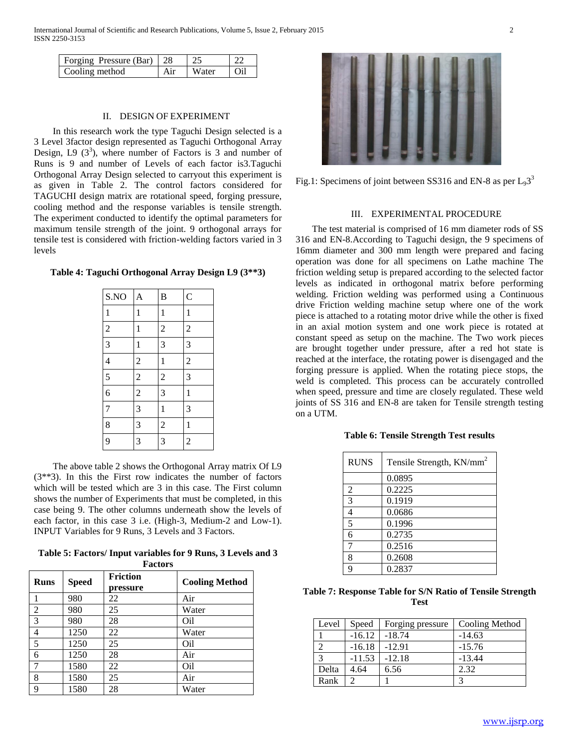| Forging Pressure (Bar) | 28 | 25 | 22 |
|---|---|---|---|
| Cooling method | Air | Water | Oil |

## II. DESIGN OF EXPERIMENT

In this research work the type Taguchi Design selected is a 3 Level 3factor design represented as Taguchi Orthogonal Array Design, L9 ($3^3$), where number of Factors is 3 and number of Runs is 9 and number of Levels of each factor is3.Taguchi Orthogonal Array Design selected to carryout this experiment is as given in Table 2. The control factors considered for TAGUCHI design matrix are rotational speed, forging pressure, cooling method and the response variables is tensile strength. The experiment conducted to identify the optimal parameters for maximum tensile strength of the joint. 9 orthogonal arrays for tensile test is considered with friction-welding factors varied in 3 levels

**Table 4: Taguchi Orthogonal Array Design L9 (3**3)**

| S.NO | A | B | C |
|---|---|---|---|
| 1 | 1 | 1 | 1 |
| 2 | 1 | 2 | 2 |
| 3 | 1 | 3 | 3 |
| 4 | 2 | 1 | 2 |
| 5 | 2 | 2 | 3 |
| 6 | 2 | 3 | 1 |
| 7 | 3 | 1 | 3 |
| 8 | 3 | 2 | 1 |
| 9 | 3 | 3 | 2 |

The above table 2 shows the Orthogonal Array matrix Of L9 (3**3). In this the First row indicates the number of factors which will be tested which are 3 in this case. The First column shows the number of Experiments that must be completed, in this case being 9. The other columns underneath show the levels of each factor, in this case 3 i.e. (High-3, Medium-2 and Low-1). INPUT Variables for 9 Runs, 3 Levels and 3 Factors.

**Table 5: Factors/ Input variables for 9 Runs, 3 Levels and 3 Factors**

| Runs | Speed | Friction pressure | Cooling Method |
|---|---|---|---|
| 1 | 980 | 22 | Air |
| 2 | 980 | 25 | Water |
| 3 | 980 | 28 | Oil |
| 4 | 1250 | 22 | Water |
| 5 | 1250 | 25 | Oil |
| 6 | 1250 | 28 | Air |
| 7 | 1580 | 22 | Oil |
| 8 | 1580 | 25 | Air |
| 9 | 1580 | 28 | Water |

Fig.1: Specimens of joint between SS316 and EN-8 as per $L_9 3^3$

## III. EXPERIMENTAL PROCEDURE

The test material is comprised of 16 mm diameter rods of SS 316 and EN-8.According to Taguchi design, the 9 specimens of 16mm diameter and 300 mm length were prepared and facing operation was done for all specimens on Lathe machine The friction welding setup is prepared according to the selected factor levels as indicated in orthogonal matrix before performing welding. Friction welding was performed using a Continuous drive Friction welding machine setup where one of the work piece is attached to a rotating motor drive while the other is fixed in an axial motion system and one work piece is rotated at constant speed as setup on the machine. The Two work pieces are brought together under pressure, after a red hot state is reached at the interface, the rotating power is disengaged and the forging pressure is applied. When the rotating piece stops, the weld is completed. This process can be accurately controlled when speed, pressure and time are closely regulated. These weld joints of SS 316 and EN-8 are taken for Tensile strength testing on a UTM.

**Table 6: Tensile Strength Test results**

| RUNS | Tensile Strength, KN/mm$^2$ |
|---|---|
| | 0.0895 |
| 2 | 0.2225 |
| 3 | 0.1919 |
| 4 | 0.0686 |
| 5 | 0.1996 |
| 6 | 0.2735 |
| 7 | 0.2516 |
| 8 | 0.2608 |
| 9 | 0.2837 |

**Table 7: Response Table for S/N Ratio of Tensile Strength Test**

| Level | Speed | Forging pressure | Cooling Method |
|---|---|---|---|
| 1 | -16.12 | -18.74 | -14.63 |
| 2 | -16.18 | -12.91 | -15.76 |
| 3 | -11.53 | -12.18 | -13.44 |
| Delta | 4.64 | 6.56 | 2.32 |
| Rank | 2 | 1 | 3 |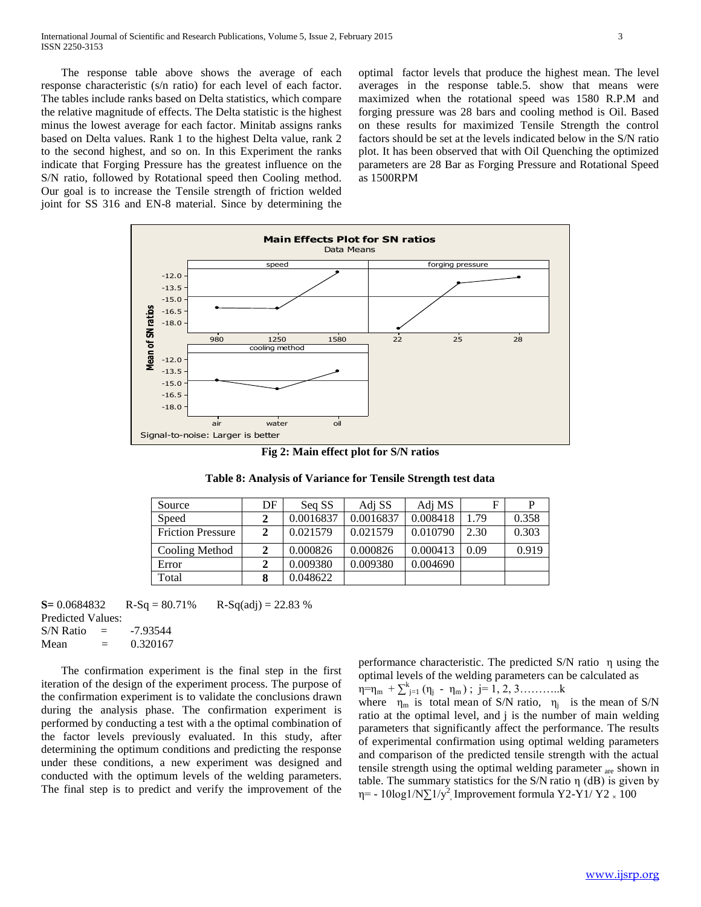The response table above shows the average of each response characteristic (s/n ratio) for each level of each factor. The tables include ranks based on Delta statistics, which compare the relative magnitude of effects. The Delta statistic is the highest minus the lowest average for each factor. Minitab assigns ranks based on Delta values. Rank 1 to the highest Delta value, rank 2 to the second highest, and so on. In this Experiment the ranks indicate that Forging Pressure has the greatest influence on the S/N ratio, followed by Rotational speed then Cooling method. Our goal is to increase the Tensile strength of friction welded joint for SS 316 and EN-8 material. Since by determining the optimal factor levels that produce the highest mean. The level averages in the response table.5. show that means were maximized when the rotational speed was 1580 R.P.M and forging pressure was 28 bars and cooling method is Oil. Based on these results for maximized Tensile Strength the control factors should be set at the levels indicated below in the S/N ratio plot. It has been observed that with Oil Quenching the optimized parameters are 28 Bar as Forging Pressure and Rotational Speed as 1500RPM

**Fig 2: Main effect plot for S/N ratios**

**Table 8: Analysis of Variance for Tensile Strength test data**

| Source | DF | Seq SS | Adj SS | Adj MS | F | P |
|---|---|---|---|---|---|---|
| Speed | **2** | 0.0016837 | 0.0016837 | 0.008418 | 1.79 | 0.358 |
| Friction Pressure | **2** | 0.021579 | 0.021579 | 0.010790 | 2.30 | 0.303 |
| Cooling Method | **2** | 0.000826 | 0.000826 | 0.000413 | 0.09 | 0.919 |
| Error | **2** | 0.009380 | 0.009380 | 0.004690 | | |
| Total | **8** | 0.048622 | | | | |

**S=** 0.0684832 R-Sq = 80.71% R-Sq(adj) = 22.83 %

Predicted Values:

S/N Ratio = -7.93544

Mean = 0.320167

The confirmation experiment is the final step in the first iteration of the design of the experiment process. The purpose of the confirmation experiment is to validate the conclusions drawn during the analysis phase. The confirmation experiment is performed by conducting a test with a the optimal combination of the factor levels previously evaluated. In this study, after determining the optimum conditions and predicting the response under these conditions, a new experiment was designed and conducted with the optimum levels of the welding parameters. The final step is to predict and verify the improvement of the performance characteristic. The predicted S/N ratio η using the optimal levels of the welding parameters can be calculated as

$\eta = \eta_m + \sum_{j=1}^{k} (\eta_j - \eta_m)$ ; j= 1, 2, 3………..k

where $\eta_m$ is total mean of S/N ratio, $\eta_j$ is the mean of S/N ratio at the optimal level, and j is the number of main welding parameters that significantly affect the performance. The results of experimental confirmation using optimal welding parameters and comparison of the predicted tensile strength with the actual tensile strength using the optimal welding parameter are shown in table. The summary statistics for the S/N ratio η (dB) is given by $\eta = -10\log 1/N\sum 1/y^2$, Improvement formula Y2-Y1/ Y2 × 100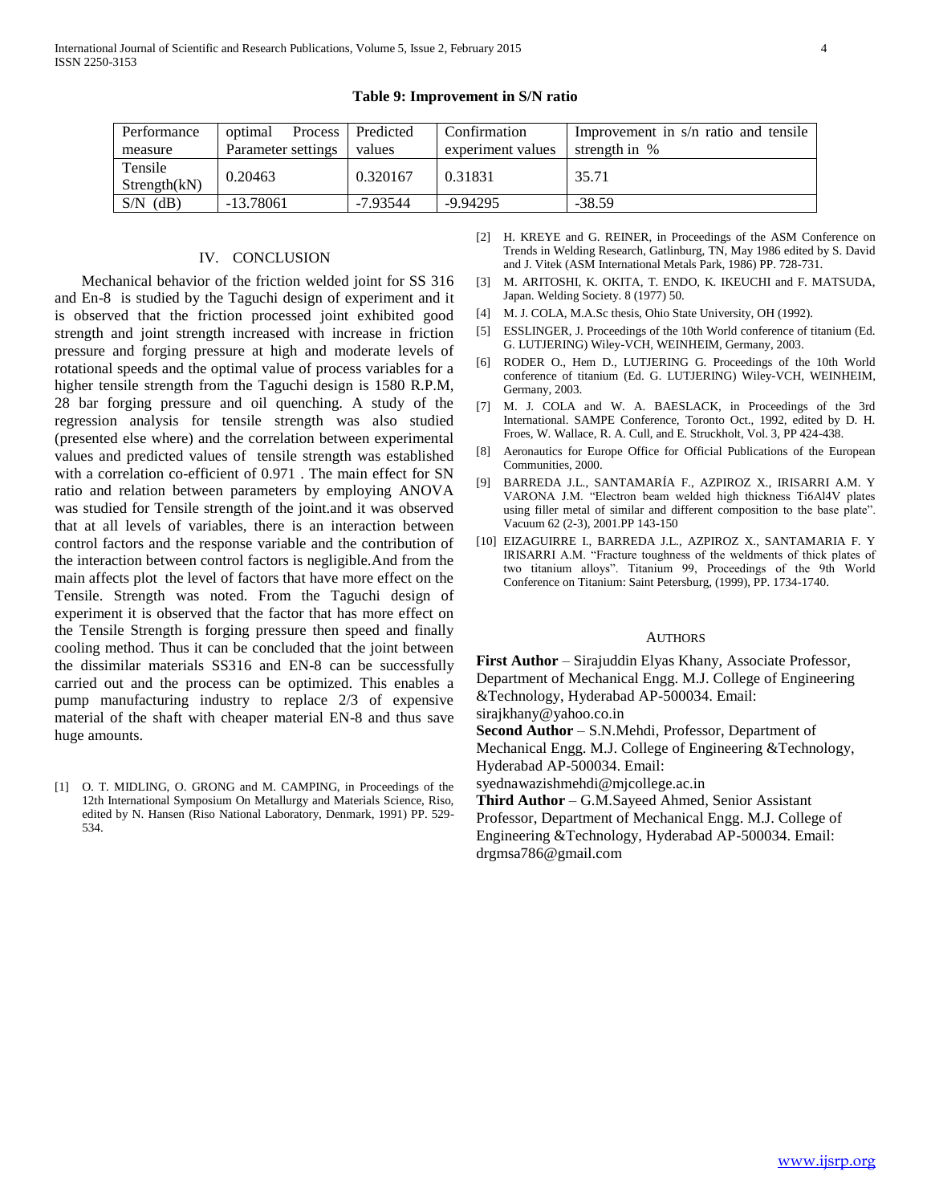**Table 9: Improvement in S/N ratio**

| Performance measure | optimal Process Parameter settings | Predicted values | Confirmation experiment values | Improvement in s/n ratio and tensile strength in % |
|---|---|---|---|---|
| Tensile Strength(kN) | 0.20463 | 0.320167 | 0.31831 | 35.71 |
| S/N (dB) | -13.78061 | -7.93544 | -9.94295 | -38.59 |

## IV. CONCLUSION

Mechanical behavior of the friction welded joint for SS 316 and En-8 is studied by the Taguchi design of experiment and it is observed that the friction processed joint exhibited good strength and joint strength increased with increase in friction pressure and forging pressure at high and moderate levels of rotational speeds and the optimal value of process variables for a higher tensile strength from the Taguchi design is 1580 R.P.M, 28 bar forging pressure and oil quenching. A study of the regression analysis for tensile strength was also studied (presented else where) and the correlation between experimental values and predicted values of tensile strength was established with a correlation co-efficient of 0.971 . The main effect for SN ratio and relation between parameters by employing ANOVA was studied for Tensile strength of the joint.and it was observed that at all levels of variables, there is an interaction between control factors and the response variable and the contribution of the interaction between control factors is negligible.And from the main affects plot the level of factors that have more effect on the Tensile. Strength was noted. From the Taguchi design of experiment it is observed that the factor that has more effect on the Tensile Strength is forging pressure then speed and finally cooling method. Thus it can be concluded that the joint between the dissimilar materials SS316 and EN-8 can be successfully carried out and the process can be optimized. This enables a pump manufacturing industry to replace 2/3 of expensive material of the shaft with cheaper material EN-8 and thus save huge amounts.

[1] O. T. MIDLING, O. GRONG and M. CAMPING, in Proceedings of the 12th International Symposium On Metallurgy and Materials Science, Riso, edited by N. Hansen (Riso National Laboratory, Denmark, 1991) PP. 529-534.

[2] H. KREYE and G. REINER, in Proceedings of the ASM Conference on Trends in Welding Research, Gatlinburg, TN, May 1986 edited by S. David and J. Vitek (ASM International Metals Park, 1986) PP. 728-731.

[3] M. ARITOSHI, K. OKITA, T. ENDO, K. IKEUCHI and F. MATSUDA, Japan. Welding Society. 8 (1977) 50.

[4] M. J. COLA, M.A.Sc thesis, Ohio State University, OH (1992).

[5] ESSLINGER, J. Proceedings of the 10th World conference of titanium (Ed. G. LUTJERING) Wiley-VCH, WEINHEIM, Germany, 2003.

[6] RODER O., Hem D., LUTJERING G. Proceedings of the 10th World conference of titanium (Ed. G. LUTJERING) Wiley-VCH, WEINHEIM, Germany, 2003.

[7] M. J. COLA and W. A. BAESLACK, in Proceedings of the 3rd International. SAMPE Conference, Toronto Oct., 1992, edited by D. H. Froes, W. Wallace, R. A. Cull, and E. Struckholt, Vol. 3, PP 424-438.

[8] Aeronautics for Europe Office for Official Publications of the European Communities, 2000.

[9] BARREDA J.L., SANTAMARÍA F., AZPIROZ X., IRISARRI A.M. Y VARONA J.M. "Electron beam welded high thickness Ti6Al4V plates using filler metal of similar and different composition to the base plate". Vacuum 62 (2-3), 2001.PP 143-150

[10] EIZAGUIRRE I., BARREDA J.L., AZPIROZ X., SANTAMARIA F. Y IRISARRI A.M. "Fracture toughness of the weldments of thick plates of two titanium alloys". Titanium 99, Proceedings of the 9th World Conference on Titanium: Saint Petersburg, (1999), PP. 1734-1740.

## AUTHORS

**First Author** – Sirajuddin Elyas Khany, Associate Professor, Department of Mechanical Engg. M.J. College of Engineering &Technology, Hyderabad AP-500034. Email: sirajkhany@yahoo.co.in

**Second Author** – S.N.Mehdi, Professor, Department of Mechanical Engg. M.J. College of Engineering &Technology, Hyderabad AP-500034. Email: syednawazishmehdi@mjcollege.ac.in

**Third Author** – G.M.Sayeed Ahmed, Senior Assistant Professor, Department of Mechanical Engg. M.J. College of Engineering &Technology, Hyderabad AP-500034. Email: drgmsa786@gmail.com